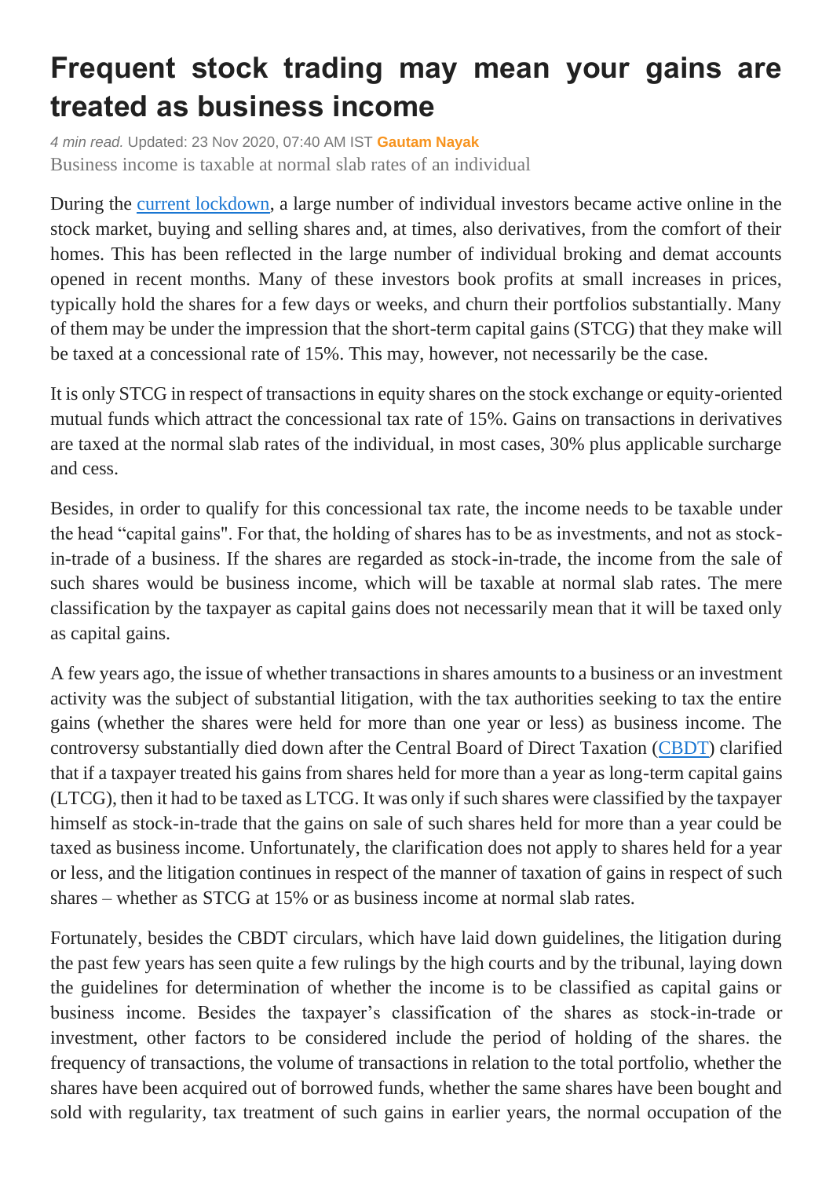# Frequent stock trading may mean your gains are treated as business income

*4 min read.* Updated: 23 Nov 2020, 07:40 AM IST **Gautam Nayak**

Business income is taxable at normal slab rates of an individual

During the current lockdown, a large number of individual investors became active online in the stock market, buying and selling shares and, at times, also derivatives, from the comfort of their homes. This has been reflected in the large number of individual broking and demat accounts opened in recent months. Many of these investors book profits at small increases in prices, typically hold the shares for a few days or weeks, and churn their portfolios substantially. Many of them may be under the impression that the short-term capital gains (STCG) that they make will be taxed at a concessional rate of 15%. This may, however, not necessarily be the case.

It is only STCG in respect of transactions in equity shares on the stock exchange or equity-oriented mutual funds which attract the concessional tax rate of 15%. Gains on transactions in derivatives are taxed at the normal slab rates of the individual, in most cases, 30% plus applicable surcharge and cess.

Besides, in order to qualify for this concessional tax rate, the income needs to be taxable under the head "capital gains". For that, the holding of shares has to be as investments, and not as stock-in-trade of a business. If the shares are regarded as stock-in-trade, the income from the sale of such shares would be business income, which will be taxable at normal slab rates. The mere classification by the taxpayer as capital gains does not necessarily mean that it will be taxed only as capital gains.

A few years ago, the issue of whether transactions in shares amounts to a business or an investment activity was the subject of substantial litigation, with the tax authorities seeking to tax the entire gains (whether the shares were held for more than one year or less) as business income. The controversy substantially died down after the Central Board of Direct Taxation (CBDT) clarified that if a taxpayer treated his gains from shares held for more than a year as long-term capital gains (LTCG), then it had to be taxed as LTCG. It was only if such shares were classified by the taxpayer himself as stock-in-trade that the gains on sale of such shares held for more than a year could be taxed as business income. Unfortunately, the clarification does not apply to shares held for a year or less, and the litigation continues in respect of the manner of taxation of gains in respect of such shares – whether as STCG at 15% or as business income at normal slab rates.

Fortunately, besides the CBDT circulars, which have laid down guidelines, the litigation during the past few years has seen quite a few rulings by the high courts and by the tribunal, laying down the guidelines for determination of whether the income is to be classified as capital gains or business income. Besides the taxpayer's classification of the shares as stock-in-trade or investment, other factors to be considered include the period of holding of the shares. the frequency of transactions, the volume of transactions in relation to the total portfolio, whether the shares have been acquired out of borrowed funds, whether the same shares have been bought and sold with regularity, tax treatment of such gains in earlier years, the normal occupation of the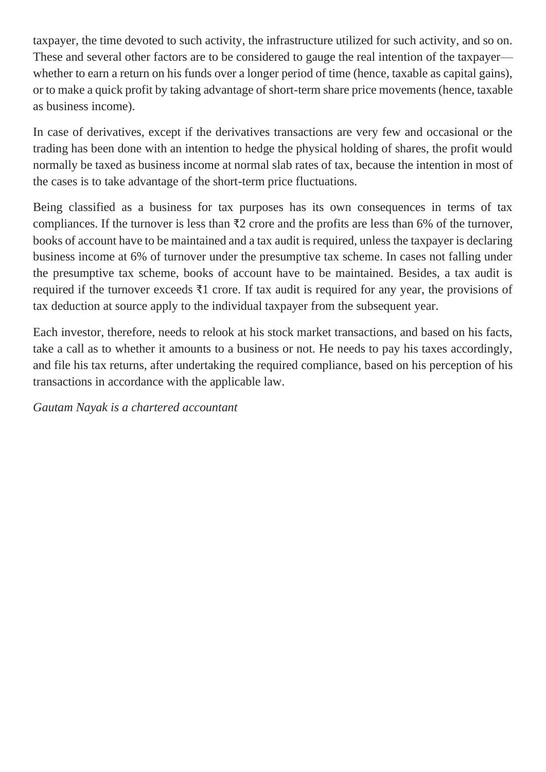taxpayer, the time devoted to such activity, the infrastructure utilized for such activity, and so on. These and several other factors are to be considered to gauge the real intention of the taxpayer—whether to earn a return on his funds over a longer period of time (hence, taxable as capital gains), or to make a quick profit by taking advantage of short-term share price movements (hence, taxable as business income).

In case of derivatives, except if the derivatives transactions are very few and occasional or the trading has been done with an intention to hedge the physical holding of shares, the profit would normally be taxed as business income at normal slab rates of tax, because the intention in most of the cases is to take advantage of the short-term price fluctuations.

Being classified as a business for tax purposes has its own consequences in terms of tax compliances. If the turnover is less than ₹2 crore and the profits are less than 6% of the turnover, books of account have to be maintained and a tax audit is required, unless the taxpayer is declaring business income at 6% of turnover under the presumptive tax scheme. In cases not falling under the presumptive tax scheme, books of account have to be maintained. Besides, a tax audit is required if the turnover exceeds ₹1 crore. If tax audit is required for any year, the provisions of tax deduction at source apply to the individual taxpayer from the subsequent year.

Each investor, therefore, needs to relook at his stock market transactions, and based on his facts, take a call as to whether it amounts to a business or not. He needs to pay his taxes accordingly, and file his tax returns, after undertaking the required compliance, based on his perception of his transactions in accordance with the applicable law.

*Gautam Nayak is a chartered accountant*